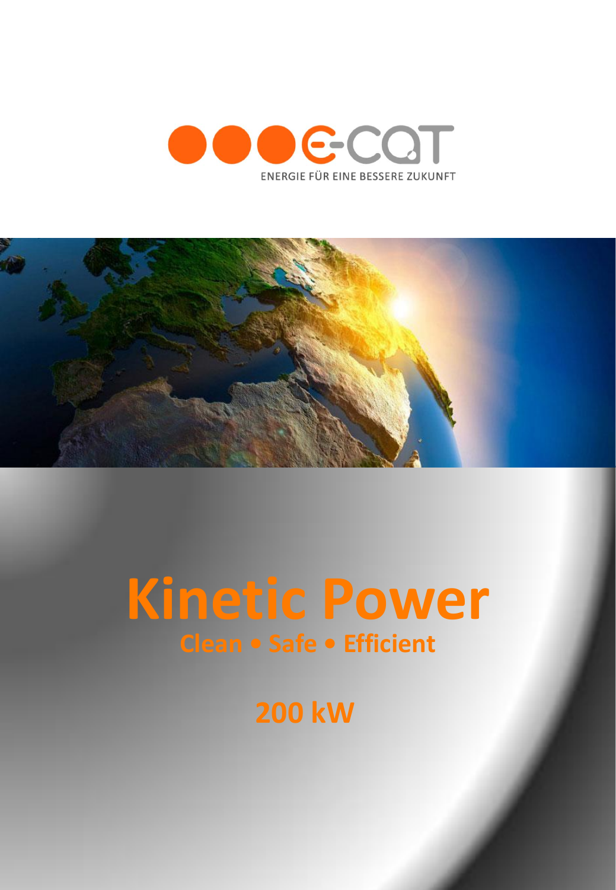E-CAT

ENERGIE FÜR EINE BESSERE ZUKUNFT

# Kinetic Power

## Clean • Safe • Efficient

## 200 kW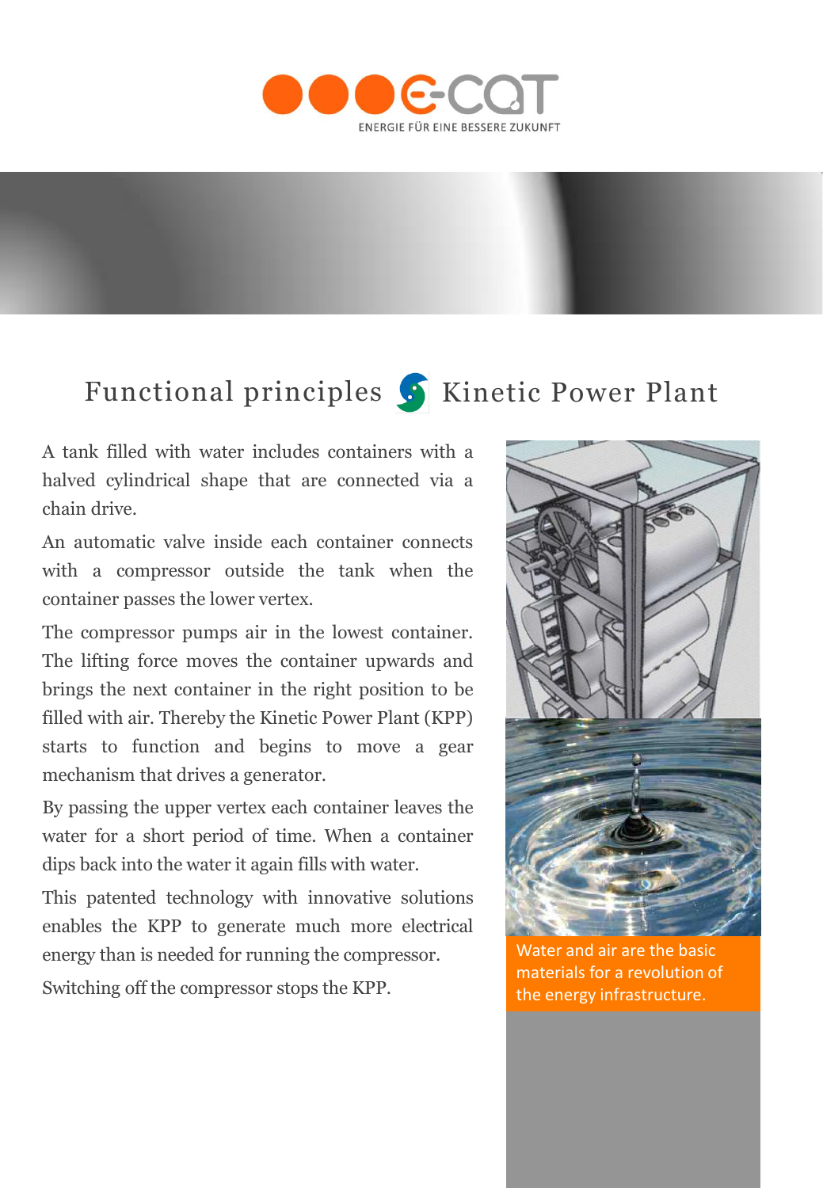E-CAT

ENERGIE FÜR EINE BESSERE ZUKUNFT

# Functional principles Kinetic Power Plant

A tank filled with water includes containers with a halved cylindrical shape that are connected via a chain drive.

An automatic valve inside each container connects with a compressor outside the tank when the container passes the lower vertex.

The compressor pumps air in the lowest container. The lifting force moves the container upwards and brings the next container in the right position to be filled with air. Thereby the Kinetic Power Plant (KPP) starts to function and begins to move a gear mechanism that drives a generator.

By passing the upper vertex each container leaves the water for a short period of time. When a container dips back into the water it again fills with water.

This patented technology with innovative solutions enables the KPP to generate much more electrical energy than is needed for running the compressor.

Switching off the compressor stops the KPP.

Water and air are the basic materials for a revolution of the energy infrastructure.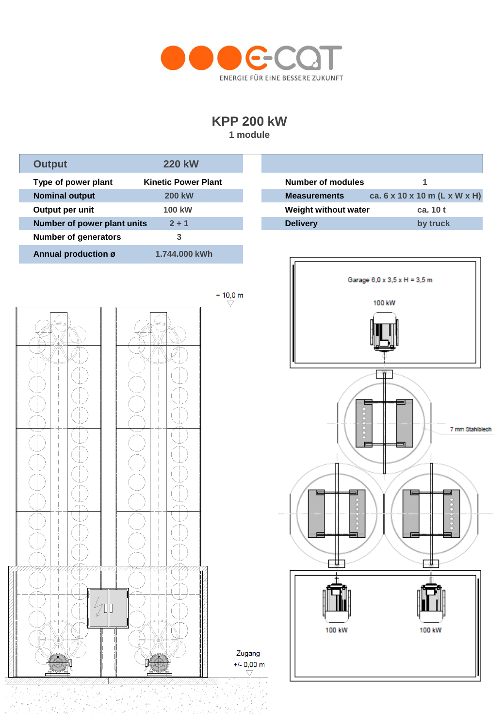ENERGIE FÜR EINE BESSERE ZUKUNFT

# KPP 200 kW

**1 module**

| **Output** | **220 kW** |
|---|---|
| **Type of power plant** | **Kinetic Power Plant** |
| **Nominal output** | **200 kW** |
| **Output per unit** | **100 kW** |
| **Number of power plant units** | **2 + 1** |
| **Number of generators** | **3** |
| **Annual production ø** | **1.744.000 kWh** |

| | |
|---|---|
| **Number of modules** | **1** |
| **Measurements** | **ca. 6 x 10 x 10 m (L x W x H)** |
| **Weight without water** | **ca. 10 t** |
| **Delivery** | **by truck** |

+ 10,0 m

Zugang

+/- 0,00 m

Garage 6,0 x 3,5 x H = 3,5 m

100 kW

7 mm Stahlblech

100 kW

100 kW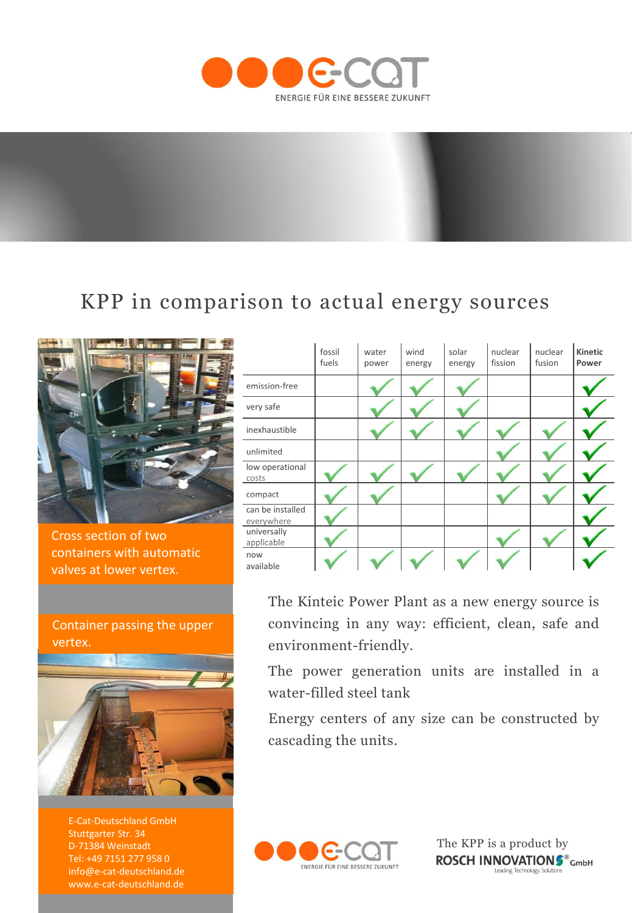E-CAT

ENERGIE FÜR EINE BESSERE ZUKUNFT

# KPP in comparison to actual energy sources

| | fossil fuels | water power | wind energy | solar energy | nuclear fission | nuclear fusion | **Kinetic Power** |
|---|---|---|---|---|---|---|---|
| emission-free | | ✓ | ✓ | ✓ | | | ✓ |
| very safe | | ✓ | ✓ | ✓ | | | ✓ |
| inexhaustible | | ✓ | ✓ | ✓ | ✓ | ✓ | ✓ |
| unlimited | | | | | ✓ | ✓ | ✓ |
| low operational costs | ✓ | ✓ | ✓ | ✓ | ✓ | ✓ | ✓ |
| compact | ✓ | ✓ | | | ✓ | ✓ | ✓ |
| can be installed everywhere | ✓ | | | | | | ✓ |
| universally applicable | ✓ | | | | ✓ | ✓ | ✓ |
| now available | ✓ | ✓ | ✓ | ✓ | ✓ | | ✓ |

Cross section of two containers with automatic valves at lower vertex.

Container passing the upper vertex.

The Kinteic Power Plant as a new energy source is convincing in any way: efficient, clean, safe and environment-friendly.

The power generation units are installed in a water-filled steel tank

Energy centers of any size can be constructed by cascading the units.

E-Cat-Deutschland GmbH
Stuttgarter Str. 34
D-71384 Weinstadt
Tel: +49 7151 277 958 0
info@e-cat-deutschland.de
www.e-cat-deutschland.de

E-CAT

ENERGIE FÜR EINE BESSERE ZUKUNFT

The KPP is a product by
ROSCH INNOVATIONS® GmbH
Leading Technology Solutions